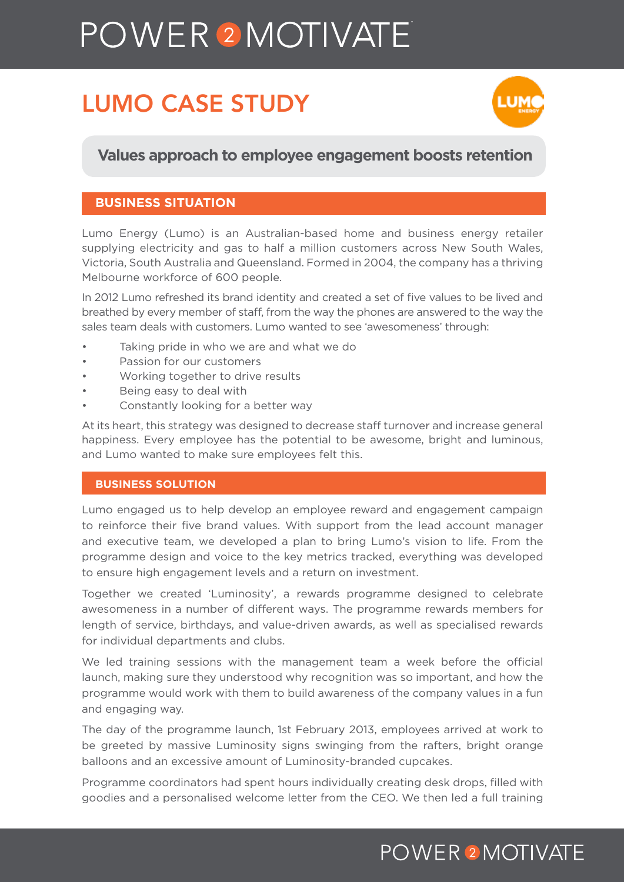# LUMO CASE STUDY

**Values approach to employee engagement boosts retention**

## BUSINESS SITUATION

Lumo Energy (Lumo) is an Australian-based home and business energy retailer supplying electricity and gas to half a million customers across New South Wales, Victoria, South Australia and Queensland. Formed in 2004, the company has a thriving Melbourne workforce of 600 people.

In 2012 Lumo refreshed its brand identity and created a set of five values to be lived and breathed by every member of staff, from the way the phones are answered to the way the sales team deals with customers. Lumo wanted to see 'awesomeness' through:

- Taking pride in who we are and what we do
- Passion for our customers
- Working together to drive results
- Being easy to deal with
- Constantly looking for a better way

At its heart, this strategy was designed to decrease staff turnover and increase general happiness. Every employee has the potential to be awesome, bright and luminous, and Lumo wanted to make sure employees felt this.

## BUSINESS SOLUTION

Lumo engaged us to help develop an employee reward and engagement campaign to reinforce their five brand values. With support from the lead account manager and executive team, we developed a plan to bring Lumo's vision to life. From the programme design and voice to the key metrics tracked, everything was developed to ensure high engagement levels and a return on investment.

Together we created 'Luminosity', a rewards programme designed to celebrate awesomeness in a number of different ways. The programme rewards members for length of service, birthdays, and value-driven awards, as well as specialised rewards for individual departments and clubs.

We led training sessions with the management team a week before the official launch, making sure they understood why recognition was so important, and how the programme would work with them to build awareness of the company values in a fun and engaging way.

The day of the programme launch, 1st February 2013, employees arrived at work to be greeted by massive Luminosity signs swinging from the rafters, bright orange balloons and an excessive amount of Luminosity-branded cupcakes.

Programme coordinators had spent hours individually creating desk drops, filled with goodies and a personalised welcome letter from the CEO. We then led a full training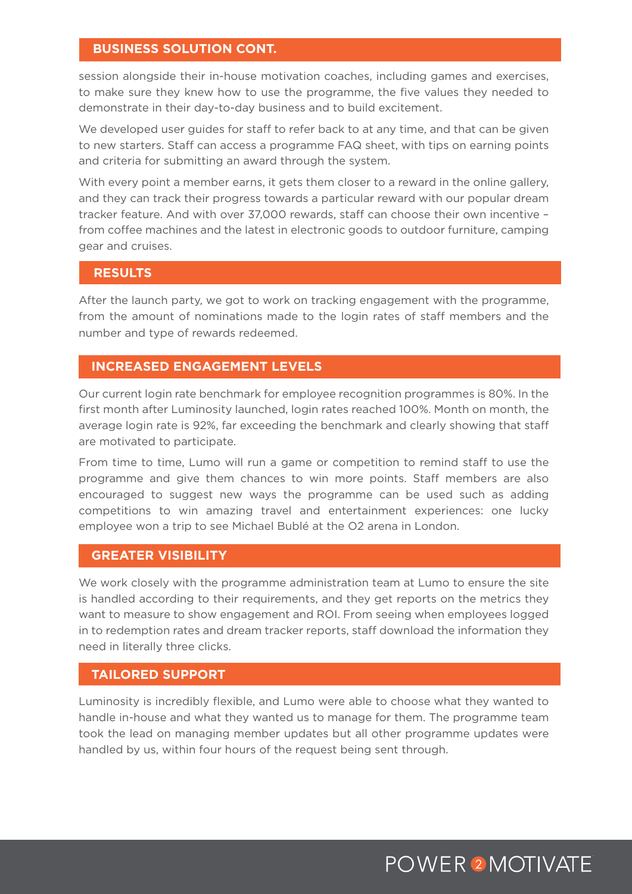## BUSINESS SOLUTION CONT.

session alongside their in-house motivation coaches, including games and exercises, to make sure they knew how to use the programme, the five values they needed to demonstrate in their day-to-day business and to build excitement.

We developed user guides for staff to refer back to at any time, and that can be given to new starters. Staff can access a programme FAQ sheet, with tips on earning points and criteria for submitting an award through the system.

With every point a member earns, it gets them closer to a reward in the online gallery, and they can track their progress towards a particular reward with our popular dream tracker feature. And with over 37,000 rewards, staff can choose their own incentive – from coffee machines and the latest in electronic goods to outdoor furniture, camping gear and cruises.

## RESULTS

After the launch party, we got to work on tracking engagement with the programme, from the amount of nominations made to the login rates of staff members and the number and type of rewards redeemed.

## INCREASED ENGAGEMENT LEVELS

Our current login rate benchmark for employee recognition programmes is 80%. In the first month after Luminosity launched, login rates reached 100%. Month on month, the average login rate is 92%, far exceeding the benchmark and clearly showing that staff are motivated to participate.

From time to time, Lumo will run a game or competition to remind staff to use the programme and give them chances to win more points. Staff members are also encouraged to suggest new ways the programme can be used such as adding competitions to win amazing travel and entertainment experiences: one lucky employee won a trip to see Michael Bublé at the O2 arena in London.

## GREATER VISIBILITY

We work closely with the programme administration team at Lumo to ensure the site is handled according to their requirements, and they get reports on the metrics they want to measure to show engagement and ROI. From seeing when employees logged in to redemption rates and dream tracker reports, staff download the information they need in literally three clicks.

## TAILORED SUPPORT

Luminosity is incredibly flexible, and Lumo were able to choose what they wanted to handle in-house and what they wanted us to manage for them. The programme team took the lead on managing member updates but all other programme updates were handled by us, within four hours of the request being sent through.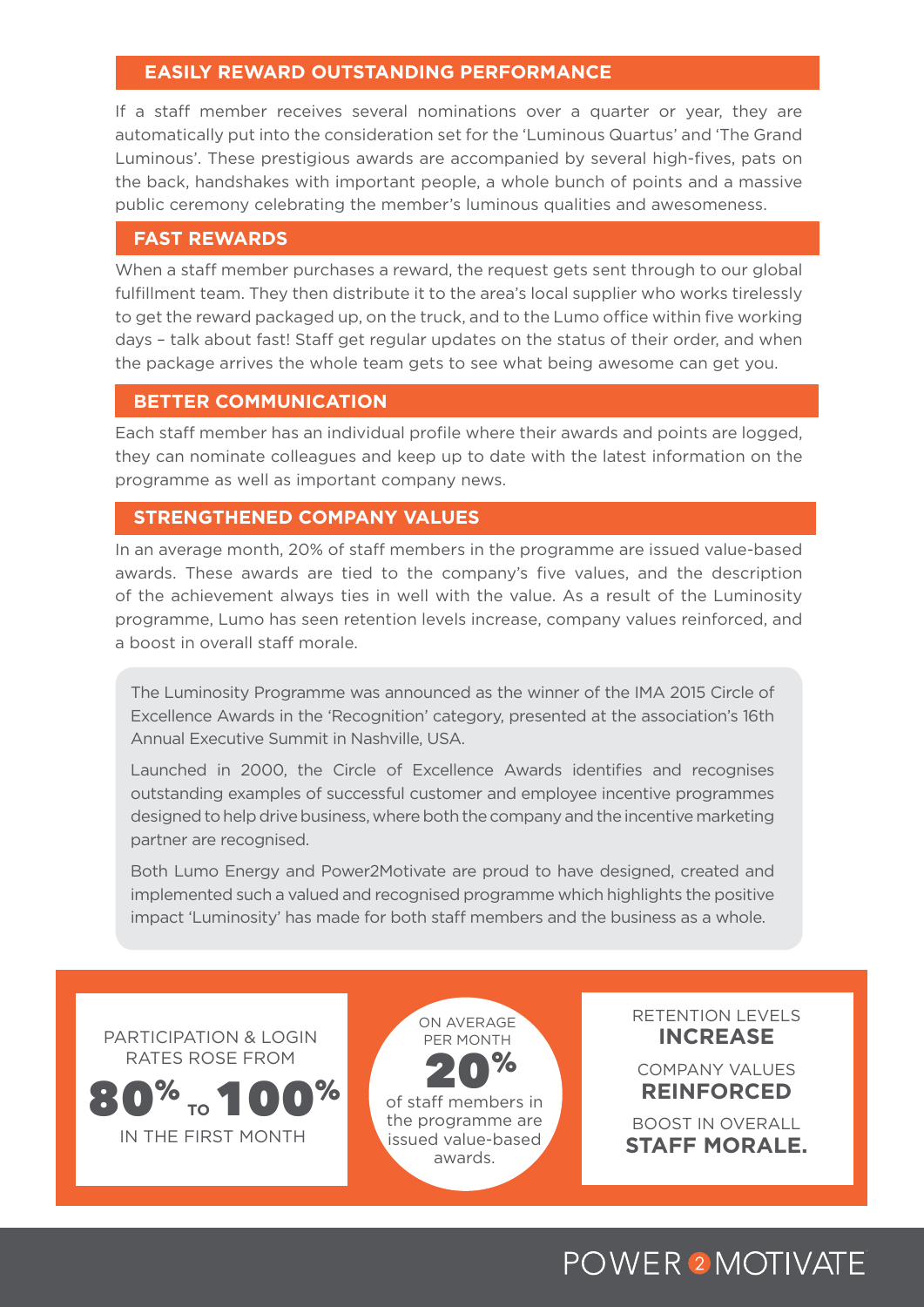## EASILY REWARD OUTSTANDING PERFORMANCE

If a staff member receives several nominations over a quarter or year, they are automatically put into the consideration set for the 'Luminous Quartus' and 'The Grand Luminous'. These prestigious awards are accompanied by several high-fives, pats on the back, handshakes with important people, a whole bunch of points and a massive public ceremony celebrating the member's luminous qualities and awesomeness.

## FAST REWARDS

When a staff member purchases a reward, the request gets sent through to our global fulfillment team. They then distribute it to the area's local supplier who works tirelessly to get the reward packaged up, on the truck, and to the Lumo office within five working days – talk about fast! Staff get regular updates on the status of their order, and when the package arrives the whole team gets to see what being awesome can get you.

## BETTER COMMUNICATION

Each staff member has an individual profile where their awards and points are logged, they can nominate colleagues and keep up to date with the latest information on the programme as well as important company news.

## STRENGTHENED COMPANY VALUES

In an average month, 20% of staff members in the programme are issued value-based awards. These awards are tied to the company's five values, and the description of the achievement always ties in well with the value. As a result of the Luminosity programme, Lumo has seen retention levels increase, company values reinforced, and a boost in overall staff morale.

The Luminosity Programme was announced as the winner of the IMA 2015 Circle of Excellence Awards in the 'Recognition' category, presented at the association's 16th Annual Executive Summit in Nashville, USA.

Launched in 2000, the Circle of Excellence Awards identifies and recognises outstanding examples of successful customer and employee incentive programmes designed to help drive business, where both the company and the incentive marketing partner are recognised.

Both Lumo Energy and Power2Motivate are proud to have designed, created and implemented such a valued and recognised programme which highlights the positive impact 'Luminosity' has made for both staff members and the business as a whole.

PARTICIPATION & LOGIN RATES ROSE FROM **80%** TO **100%** IN THE FIRST MONTH

ON AVERAGE PER MONTH **20%** of staff members in the programme are issued value-based awards.

RETENTION LEVELS **INCREASE**

COMPANY VALUES **REINFORCED**

BOOST IN OVERALL **STAFF MORALE.**

POWER 2 MOTIVATE